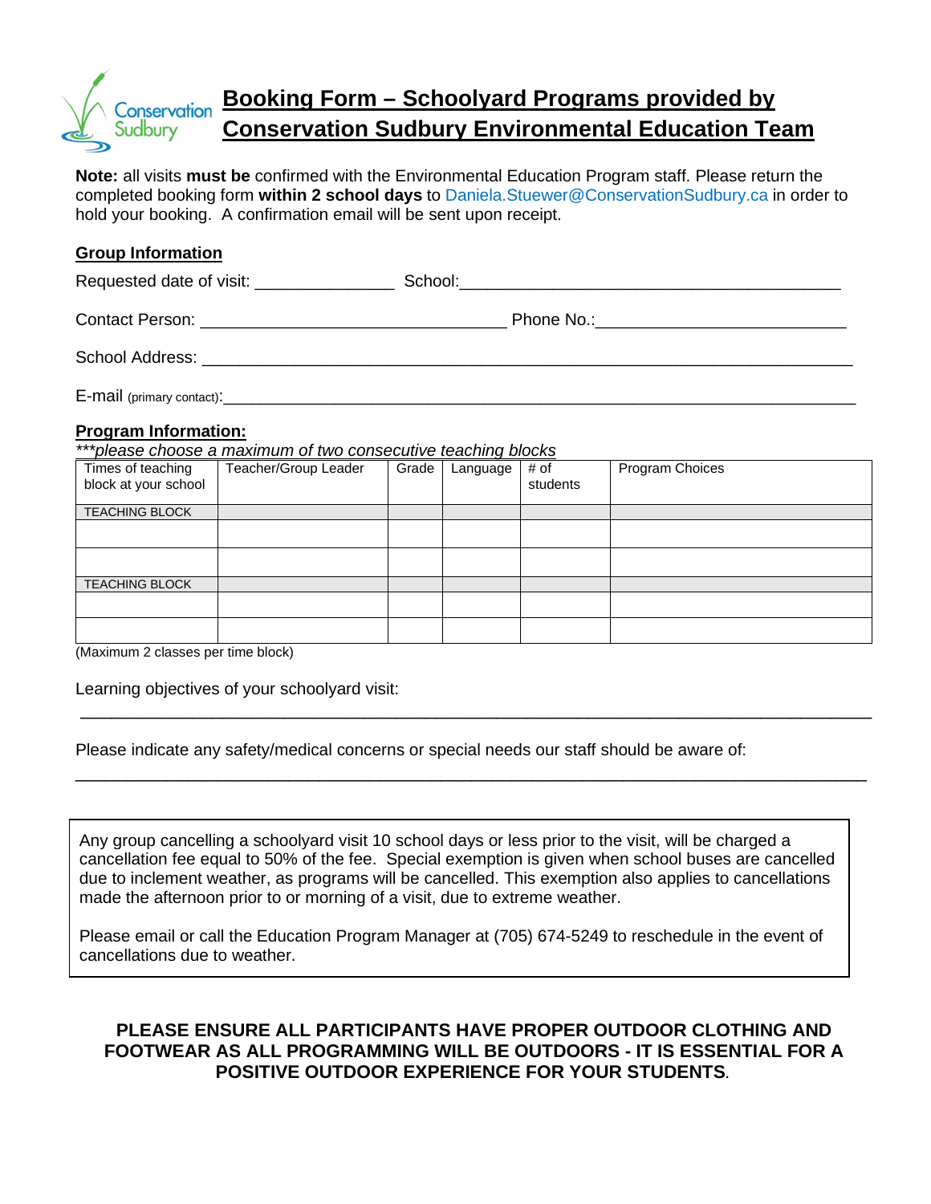# Booking Form – Schoolyard Programs provided by Conservation Sudbury Environmental Education Team

**Note:** all visits **must be** confirmed with the Environmental Education Program staff. Please return the completed booking form **within 2 school days** to Daniela.Stuewer@ConservationSudbury.ca in order to hold your booking. A confirmation email will be sent upon receipt.

## Group Information

Requested date of visit: _______________ School: __________________________________________

Contact Person: _________________________________ Phone No.: ___________________________

School Address: _______________________________________________________________________

E-mail (primary contact): _______________________________________________________________

## Program Information:

***please choose a maximum of two consecutive teaching blocks*

| Times of teaching block at your school | Teacher/Group Leader | Grade | Language | # of students | Program Choices |
|---|---|---|---|---|---|
| TEACHING BLOCK | | | | | |
| | | | | | |
| | | | | | |
| TEACHING BLOCK | | | | | |
| | | | | | |
| | | | | | |

(Maximum 2 classes per time block)

Learning objectives of your schoolyard visit:

_______________________________________________________________________________________

Please indicate any safety/medical concerns or special needs our staff should be aware of:

_______________________________________________________________________________________

Any group cancelling a schoolyard visit 10 school days or less prior to the visit, will be charged a cancellation fee equal to 50% of the fee. Special exemption is given when school buses are cancelled due to inclement weather, as programs will be cancelled. This exemption also applies to cancellations made the afternoon prior to or morning of a visit, due to extreme weather.

Please email or call the Education Program Manager at (705) 674-5249 to reschedule in the event of cancellations due to weather.

**PLEASE ENSURE ALL PARTICIPANTS HAVE PROPER OUTDOOR CLOTHING AND FOOTWEAR AS ALL PROGRAMMING WILL BE OUTDOORS - IT IS ESSENTIAL FOR A POSITIVE OUTDOOR EXPERIENCE FOR YOUR STUDENTS**.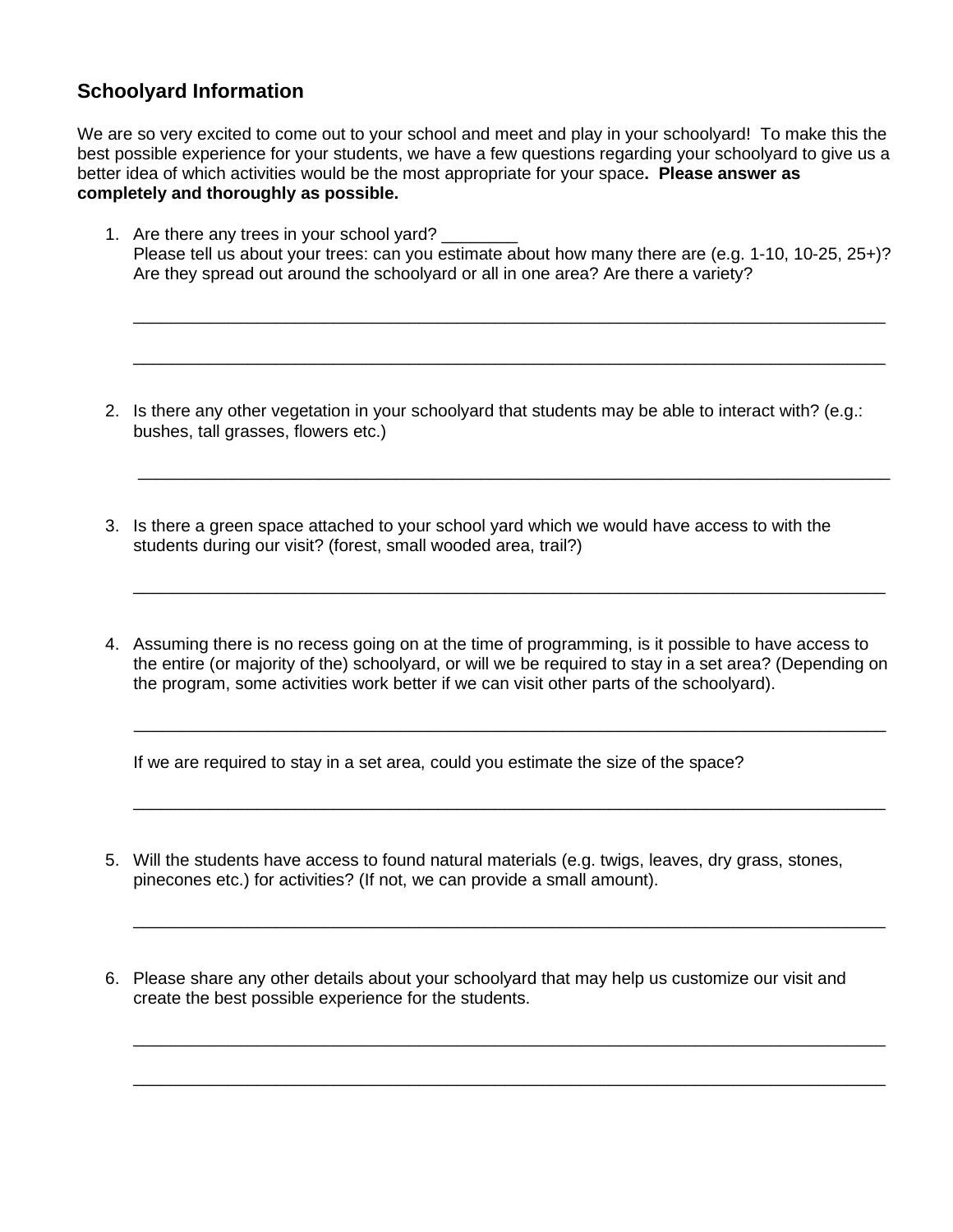## Schoolyard Information

We are so very excited to come out to your school and meet and play in your schoolyard! To make this the best possible experience for your students, we have a few questions regarding your schoolyard to give us a better idea of which activities would be the most appropriate for your space**. Please answer as completely and thoroughly as possible.**

1. Are there any trees in your school yard? ________
   Please tell us about your trees: can you estimate about how many there are (e.g. 1-10, 10-25, 25+)? Are they spread out around the schoolyard or all in one area? Are there a variety?

   ____________________________________________________________________________

   ____________________________________________________________________________

2. Is there any other vegetation in your schoolyard that students may be able to interact with? (e.g.: bushes, tall grasses, flowers etc.)

   ____________________________________________________________________________

3. Is there a green space attached to your school yard which we would have access to with the students during our visit? (forest, small wooded area, trail?)

   ____________________________________________________________________________

4. Assuming there is no recess going on at the time of programming, is it possible to have access to the entire (or majority of the) schoolyard, or will we be required to stay in a set area? (Depending on the program, some activities work better if we can visit other parts of the schoolyard).

   ____________________________________________________________________________

   If we are required to stay in a set area, could you estimate the size of the space?

   ____________________________________________________________________________

5. Will the students have access to found natural materials (e.g. twigs, leaves, dry grass, stones, pinecones etc.) for activities? (If not, we can provide a small amount).

   ____________________________________________________________________________

6. Please share any other details about your schoolyard that may help us customize our visit and create the best possible experience for the students.

   ____________________________________________________________________________

   ____________________________________________________________________________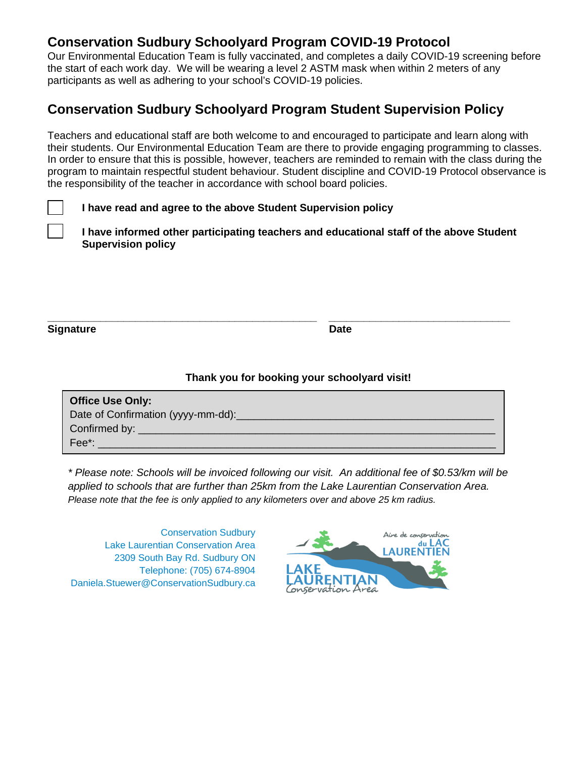## Conservation Sudbury Schoolyard Program COVID-19 Protocol

Our Environmental Education Team is fully vaccinated, and completes a daily COVID-19 screening before the start of each work day. We will be wearing a level 2 ASTM mask when within 2 meters of any participants as well as adhering to your school's COVID-19 policies.

## Conservation Sudbury Schoolyard Program Student Supervision Policy

Teachers and educational staff are both welcome to and encouraged to participate and learn along with their students. Our Environmental Education Team are there to provide engaging programming to classes. In order to ensure that this is possible, however, teachers are reminded to remain with the class during the program to maintain respectful student behaviour. Student discipline and COVID-19 Protocol observance is the responsibility of the teacher in accordance with school board policies.

☐ **I have read and agree to the above Student Supervision policy**

☐ **I have informed other participating teachers and educational staff of the above Student Supervision policy**

_______________________________________________ _______________________________

**Signature** **Date**

**Thank you for booking your schoolyard visit!**

**Office Use Only:**
Date of Confirmation (yyyy-mm-dd):_______________________________________
Confirmed by: ___________________________________________________________
Fee*: _________________________________________________________________

*\* Please note: Schools will be invoiced following our visit. An additional fee of $0.53/km will be applied to schools that are further than 25km from the Lake Laurentian Conservation Area.*
*Please note that the fee is only applied to any kilometers over and above 25 km radius.*

Conservation Sudbury
Lake Laurentian Conservation Area
2309 South Bay Rd. Sudbury ON
Telephone: (705) 674-8904
Daniela.Stuewer@ConservationSudbury.ca

Aire de conservation du LAC LAURENTIEN
LAKE LAURENTIAN Conservation Area